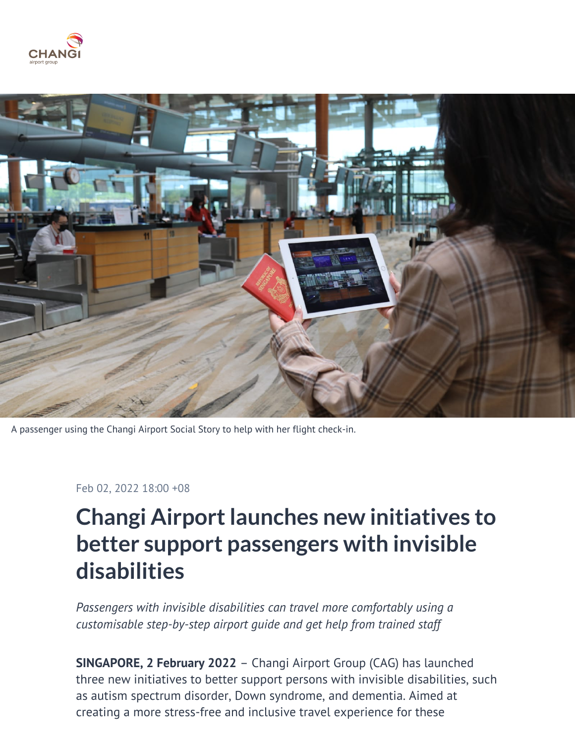A passenger using the Changi Airport Social Story to help with her flight check-in.

Feb 02, 2022 18:00 +08

# Changi Airport launches new initiatives to better support passengers with invisible disabilities

*Passengers with invisible disabilities can travel more comfortably using a customisable step-by-step airport guide and get help from trained staff*

**SINGAPORE, 2 February 2022** – Changi Airport Group (CAG) has launched three new initiatives to better support persons with invisible disabilities, such as autism spectrum disorder, Down syndrome, and dementia. Aimed at creating a more stress-free and inclusive travel experience for these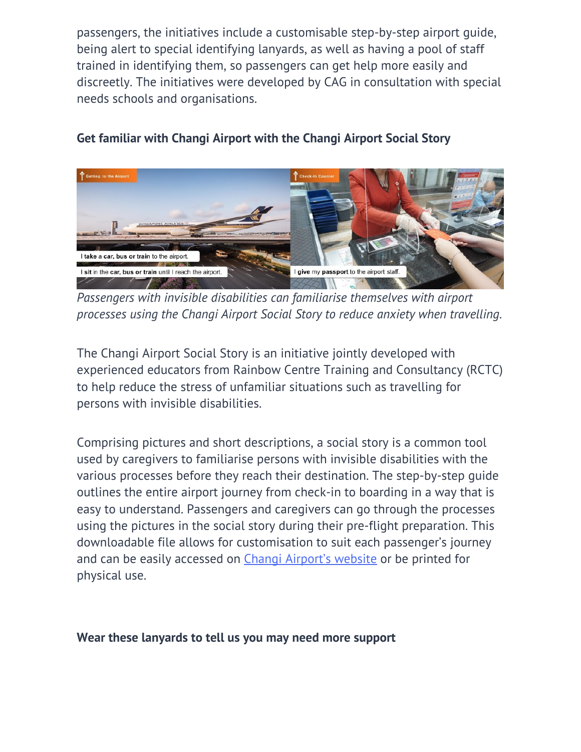passengers, the initiatives include a customisable step-by-step airport guide, being alert to special identifying lanyards, as well as having a pool of staff trained in identifying them, so passengers can get help more easily and discreetly. The initiatives were developed by CAG in consultation with special needs schools and organisations.

### Get familiar with Changi Airport with the Changi Airport Social Story

*Passengers with invisible disabilities can familiarise themselves with airport processes using the Changi Airport Social Story to reduce anxiety when travelling.*

The Changi Airport Social Story is an initiative jointly developed with experienced educators from Rainbow Centre Training and Consultancy (RCTC) to help reduce the stress of unfamiliar situations such as travelling for persons with invisible disabilities.

Comprising pictures and short descriptions, a social story is a common tool used by caregivers to familiarise persons with invisible disabilities with the various processes before they reach their destination. The step-by-step guide outlines the entire airport journey from check-in to boarding in a way that is easy to understand. Passengers and caregivers can go through the processes using the pictures in the social story during their pre-flight preparation. This downloadable file allows for customisation to suit each passenger's journey and can be easily accessed on [Changi Airport's website]() or be printed for physical use.

### Wear these lanyards to tell us you may need more support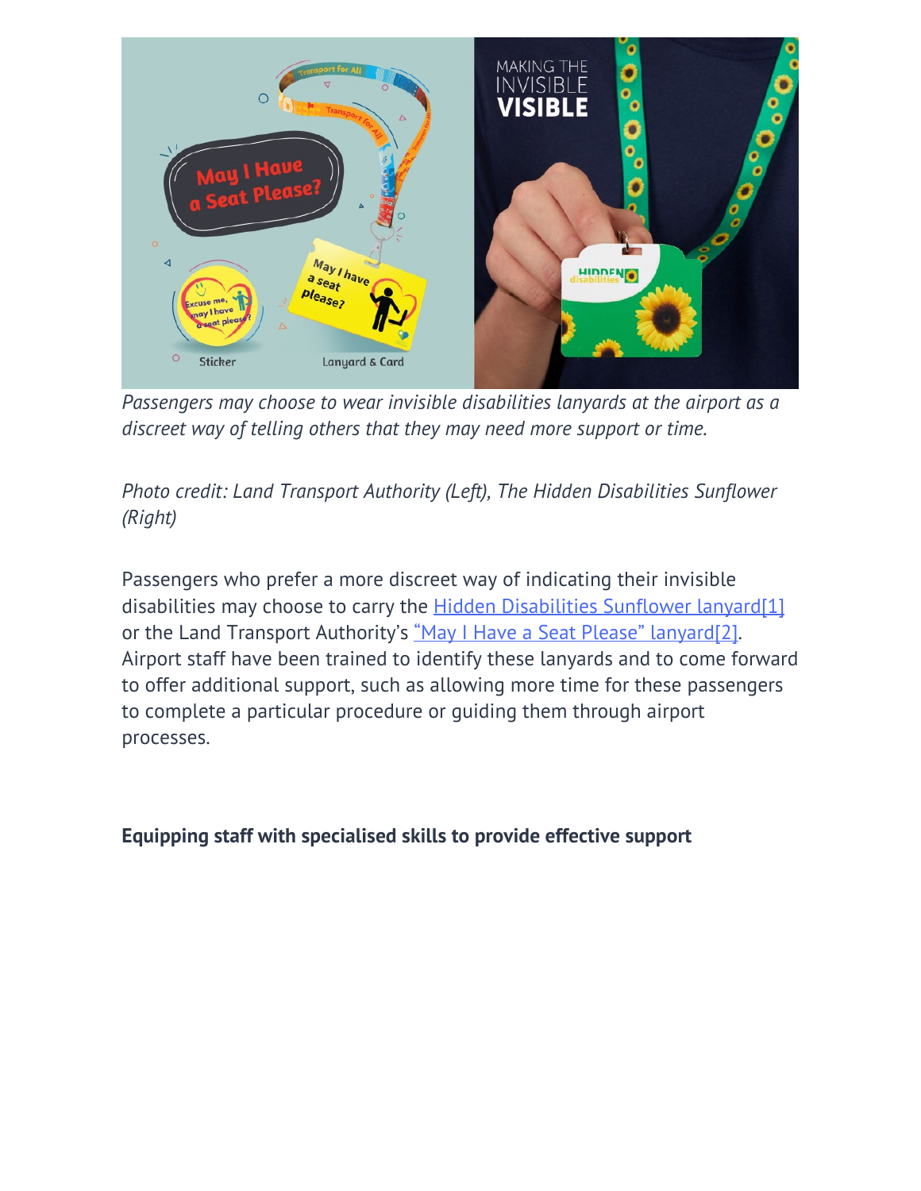*Passengers may choose to wear invisible disabilities lanyards at the airport as a discreet way of telling others that they may need more support or time.*

*Photo credit: Land Transport Authority (Left), The Hidden Disabilities Sunflower (Right)*

Passengers who prefer a more discreet way of indicating their invisible disabilities may choose to carry the Hidden Disabilities Sunflower lanyard[1] or the Land Transport Authority's "May I Have a Seat Please" lanyard[2]. Airport staff have been trained to identify these lanyards and to come forward to offer additional support, such as allowing more time for these passengers to complete a particular procedure or guiding them through airport processes.

**Equipping staff with specialised skills to provide effective support**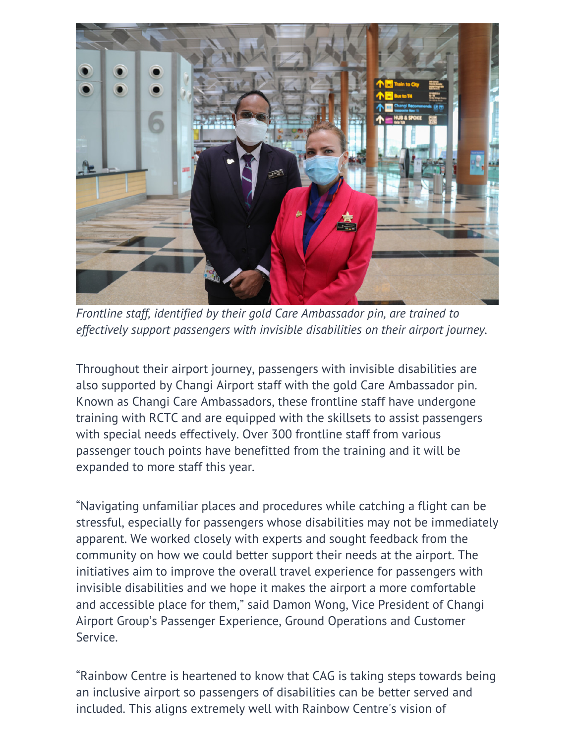*Frontline staff, identified by their gold Care Ambassador pin, are trained to effectively support passengers with invisible disabilities on their airport journey.*

Throughout their airport journey, passengers with invisible disabilities are also supported by Changi Airport staff with the gold Care Ambassador pin. Known as Changi Care Ambassadors, these frontline staff have undergone training with RCTC and are equipped with the skillsets to assist passengers with special needs effectively. Over 300 frontline staff from various passenger touch points have benefitted from the training and it will be expanded to more staff this year.

"Navigating unfamiliar places and procedures while catching a flight can be stressful, especially for passengers whose disabilities may not be immediately apparent. We worked closely with experts and sought feedback from the community on how we could better support their needs at the airport. The initiatives aim to improve the overall travel experience for passengers with invisible disabilities and we hope it makes the airport a more comfortable and accessible place for them," said Damon Wong, Vice President of Changi Airport Group's Passenger Experience, Ground Operations and Customer Service.

"Rainbow Centre is heartened to know that CAG is taking steps towards being an inclusive airport so passengers of disabilities can be better served and included. This aligns extremely well with Rainbow Centre's vision of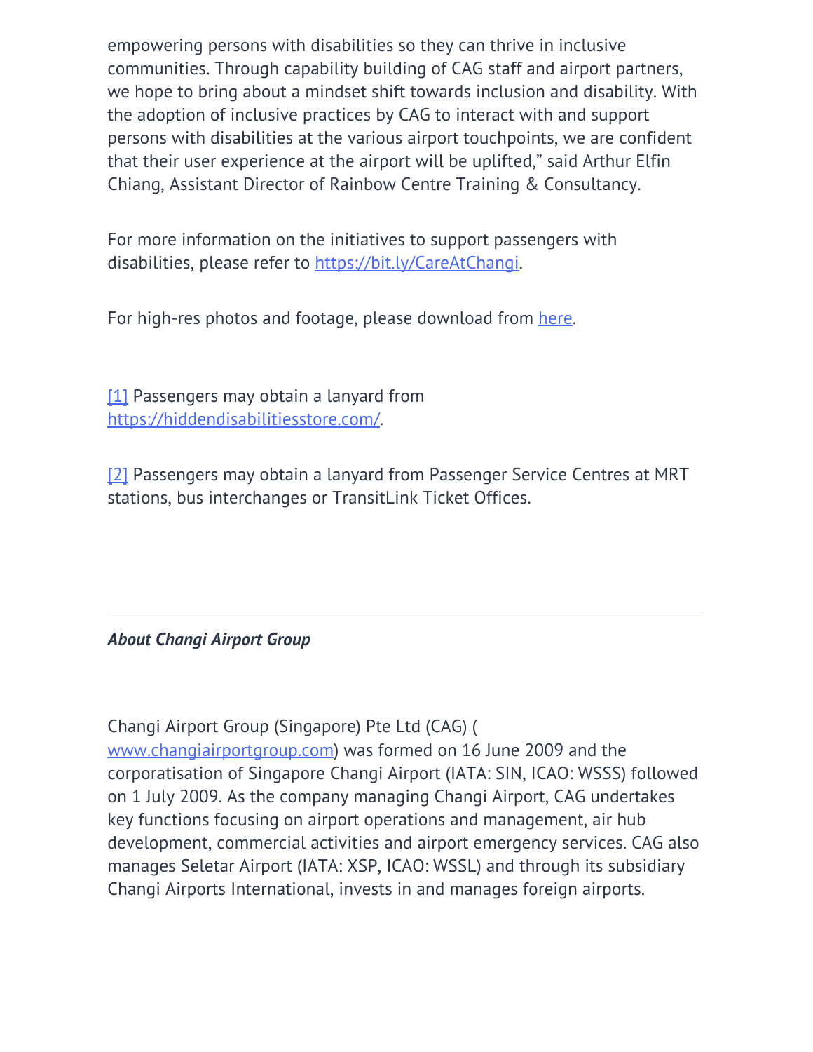empowering persons with disabilities so they can thrive in inclusive communities. Through capability building of CAG staff and airport partners, we hope to bring about a mindset shift towards inclusion and disability. With the adoption of inclusive practices by CAG to interact with and support persons with disabilities at the various airport touchpoints, we are confident that their user experience at the airport will be uplifted," said Arthur Elfin Chiang, Assistant Director of Rainbow Centre Training & Consultancy.

For more information on the initiatives to support passengers with disabilities, please refer to https://bit.ly/CareAtChangi.

For high-res photos and footage, please download from here.

[1] Passengers may obtain a lanyard from https://hiddendisabilitiesstore.com/.

[2] Passengers may obtain a lanyard from Passenger Service Centres at MRT stations, bus interchanges or TransitLink Ticket Offices.

---

***About Changi Airport Group***

Changi Airport Group (Singapore) Pte Ltd (CAG) ( www.changiairportgroup.com) was formed on 16 June 2009 and the corporatisation of Singapore Changi Airport (IATA: SIN, ICAO: WSSS) followed on 1 July 2009. As the company managing Changi Airport, CAG undertakes key functions focusing on airport operations and management, air hub development, commercial activities and airport emergency services. CAG also manages Seletar Airport (IATA: XSP, ICAO: WSSL) and through its subsidiary Changi Airports International, invests in and manages foreign airports.